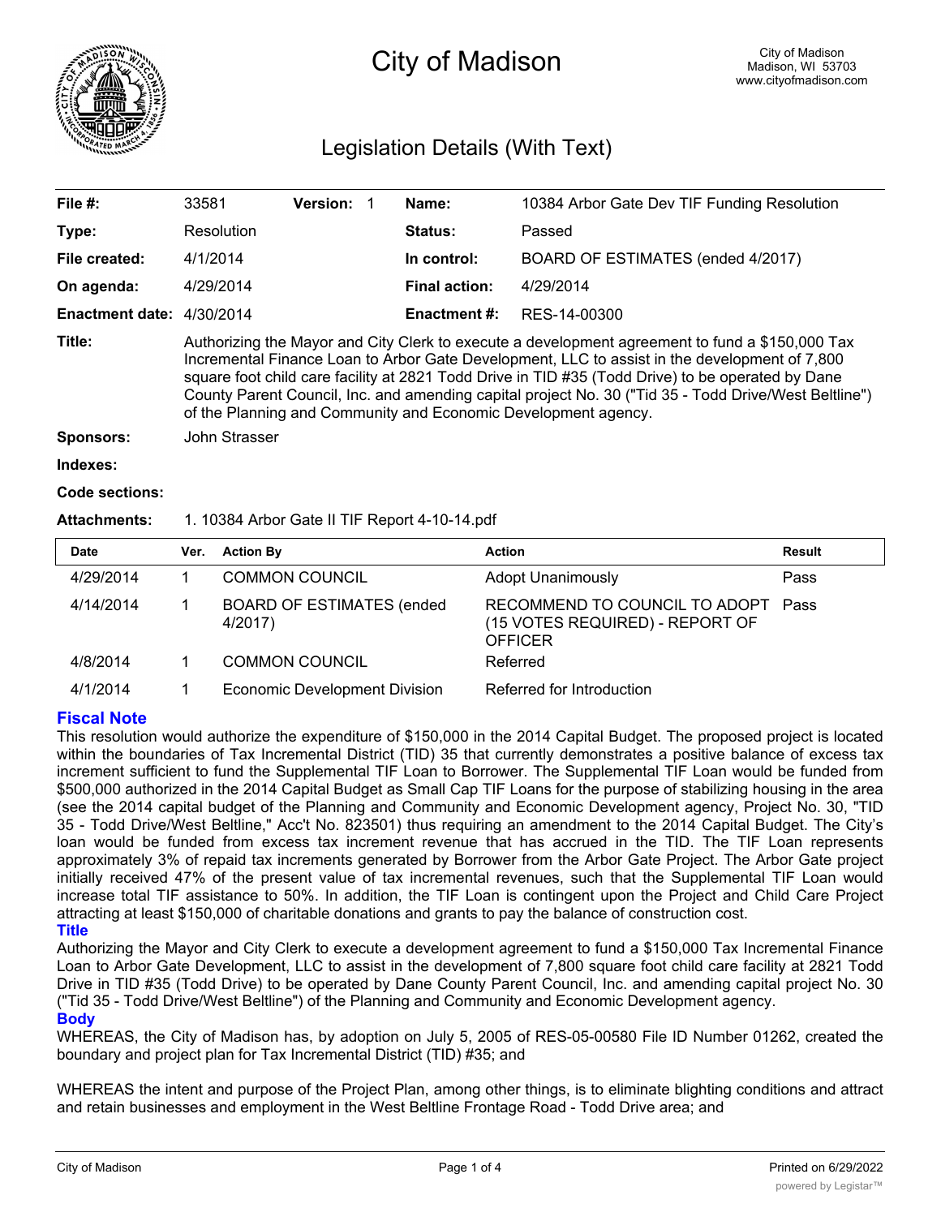# City of Madison

City of Madison
Madison, WI 53703
www.cityofmadison.com

## Legislation Details (With Text)

| | | | | | |
|---|---|---|---|---|---|
| **File #:** | 33581 | **Version:** 1 | | **Name:** | 10384 Arbor Gate Dev TIF Funding Resolution |
| **Type:** | Resolution | | | **Status:** | Passed |
| **File created:** | 4/1/2014 | | | **In control:** | BOARD OF ESTIMATES (ended 4/2017) |
| **On agenda:** | 4/29/2014 | | | **Final action:** | 4/29/2014 |
| **Enactment date:** | 4/30/2014 | | | **Enactment #:** | RES-14-00300 |

**Title:** Authorizing the Mayor and City Clerk to execute a development agreement to fund a $150,000 Tax Incremental Finance Loan to Arbor Gate Development, LLC to assist in the development of 7,800 square foot child care facility at 2821 Todd Drive in TID #35 (Todd Drive) to be operated by Dane County Parent Council, Inc. and amending capital project No. 30 ("Tid 35 - Todd Drive/West Beltline") of the Planning and Community and Economic Development agency.

**Sponsors:** John Strasser

**Indexes:**

**Code sections:**

**Attachments:** 1. 10384 Arbor Gate II TIF Report 4-10-14.pdf

| Date | Ver. | Action By | Action | Result |
|---|---|---|---|---|
| 4/29/2014 | 1 | COMMON COUNCIL | Adopt Unanimously | Pass |
| 4/14/2014 | 1 | BOARD OF ESTIMATES (ended 4/2017) | RECOMMEND TO COUNCIL TO ADOPT (15 VOTES REQUIRED) - REPORT OF OFFICER | Pass |
| 4/8/2014 | 1 | COMMON COUNCIL | Referred | |
| 4/1/2014 | 1 | Economic Development Division | Referred for Introduction | |

### Fiscal Note

This resolution would authorize the expenditure of $150,000 in the 2014 Capital Budget. The proposed project is located within the boundaries of Tax Incremental District (TID) 35 that currently demonstrates a positive balance of excess tax increment sufficient to fund the Supplemental TIF Loan to Borrower. The Supplemental TIF Loan would be funded from $500,000 authorized in the 2014 Capital Budget as Small Cap TIF Loans for the purpose of stabilizing housing in the area (see the 2014 capital budget of the Planning and Community and Economic Development agency, Project No. 30, "TID 35 - Todd Drive/West Beltline," Acc't No. 823501) thus requiring an amendment to the 2014 Capital Budget. The City's loan would be funded from excess tax increment revenue that has accrued in the TID. The TIF Loan represents approximately 3% of repaid tax increments generated by Borrower from the Arbor Gate Project. The Arbor Gate project initially received 47% of the present value of tax incremental revenues, such that the Supplemental TIF Loan would increase total TIF assistance to 50%. In addition, the TIF Loan is contingent upon the Project and Child Care Project attracting at least $150,000 of charitable donations and grants to pay the balance of construction cost.

### Title

Authorizing the Mayor and City Clerk to execute a development agreement to fund a $150,000 Tax Incremental Finance Loan to Arbor Gate Development, LLC to assist in the development of 7,800 square foot child care facility at 2821 Todd Drive in TID #35 (Todd Drive) to be operated by Dane County Parent Council, Inc. and amending capital project No. 30 ("Tid 35 - Todd Drive/West Beltline") of the Planning and Community and Economic Development agency.

### Body

WHEREAS, the City of Madison has, by adoption on July 5, 2005 of RES-05-00580 File ID Number 01262, created the boundary and project plan for Tax Incremental District (TID) #35; and

WHEREAS the intent and purpose of the Project Plan, among other things, is to eliminate blighting conditions and attract and retain businesses and employment in the West Beltline Frontage Road - Todd Drive area; and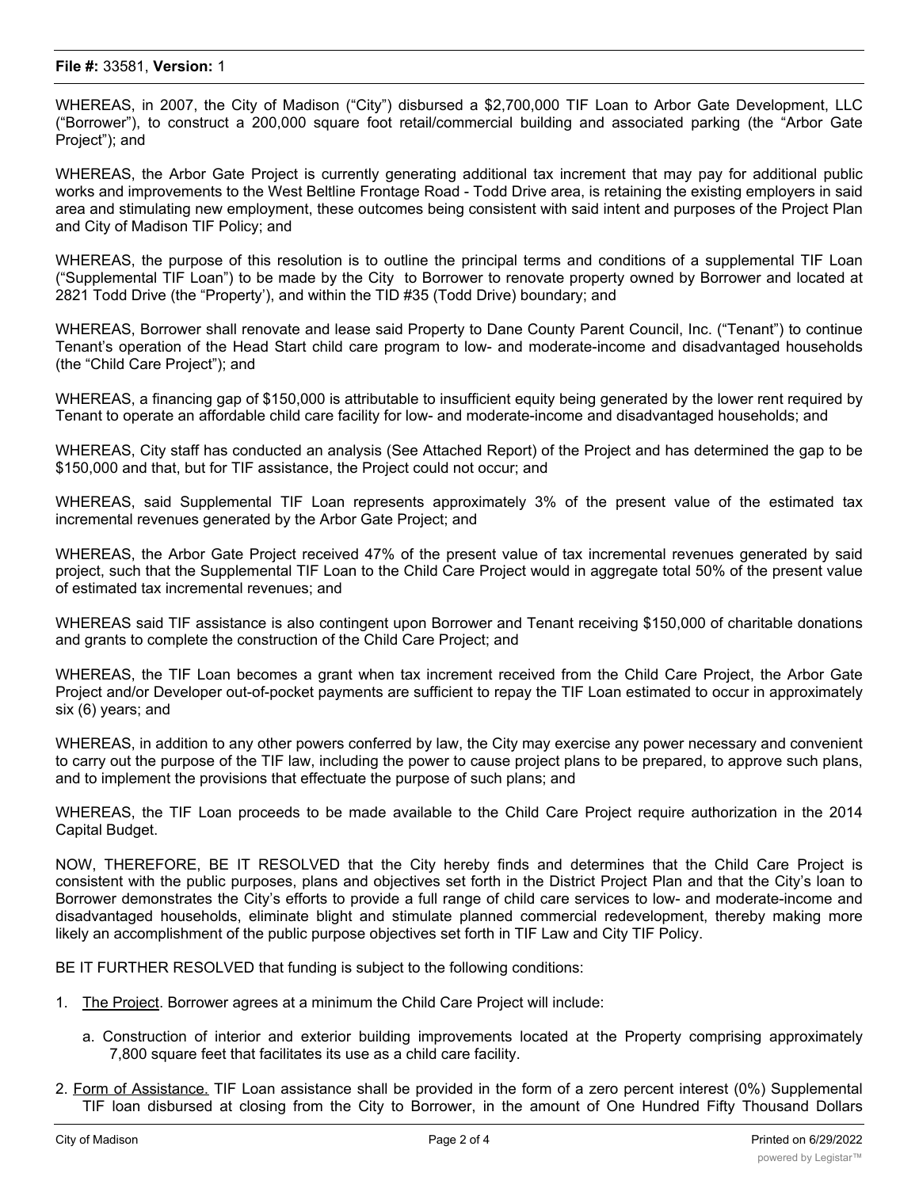WHEREAS, in 2007, the City of Madison ("City") disbursed a $2,700,000 TIF Loan to Arbor Gate Development, LLC ("Borrower"), to construct a 200,000 square foot retail/commercial building and associated parking (the "Arbor Gate Project"); and

WHEREAS, the Arbor Gate Project is currently generating additional tax increment that may pay for additional public works and improvements to the West Beltline Frontage Road - Todd Drive area, is retaining the existing employers in said area and stimulating new employment, these outcomes being consistent with said intent and purposes of the Project Plan and City of Madison TIF Policy; and

WHEREAS, the purpose of this resolution is to outline the principal terms and conditions of a supplemental TIF Loan ("Supplemental TIF Loan") to be made by the City to Borrower to renovate property owned by Borrower and located at 2821 Todd Drive (the "Property'), and within the TID #35 (Todd Drive) boundary; and

WHEREAS, Borrower shall renovate and lease said Property to Dane County Parent Council, Inc. ("Tenant") to continue Tenant's operation of the Head Start child care program to low- and moderate-income and disadvantaged households (the "Child Care Project"); and

WHEREAS, a financing gap of $150,000 is attributable to insufficient equity being generated by the lower rent required by Tenant to operate an affordable child care facility for low- and moderate-income and disadvantaged households; and

WHEREAS, City staff has conducted an analysis (See Attached Report) of the Project and has determined the gap to be $150,000 and that, but for TIF assistance, the Project could not occur; and

WHEREAS, said Supplemental TIF Loan represents approximately 3% of the present value of the estimated tax incremental revenues generated by the Arbor Gate Project; and

WHEREAS, the Arbor Gate Project received 47% of the present value of tax incremental revenues generated by said project, such that the Supplemental TIF Loan to the Child Care Project would in aggregate total 50% of the present value of estimated tax incremental revenues; and

WHEREAS said TIF assistance is also contingent upon Borrower and Tenant receiving $150,000 of charitable donations and grants to complete the construction of the Child Care Project; and

WHEREAS, the TIF Loan becomes a grant when tax increment received from the Child Care Project, the Arbor Gate Project and/or Developer out-of-pocket payments are sufficient to repay the TIF Loan estimated to occur in approximately six (6) years; and

WHEREAS, in addition to any other powers conferred by law, the City may exercise any power necessary and convenient to carry out the purpose of the TIF law, including the power to cause project plans to be prepared, to approve such plans, and to implement the provisions that effectuate the purpose of such plans; and

WHEREAS, the TIF Loan proceeds to be made available to the Child Care Project require authorization in the 2014 Capital Budget.

NOW, THEREFORE, BE IT RESOLVED that the City hereby finds and determines that the Child Care Project is consistent with the public purposes, plans and objectives set forth in the District Project Plan and that the City's loan to Borrower demonstrates the City's efforts to provide a full range of child care services to low- and moderate-income and disadvantaged households, eliminate blight and stimulate planned commercial redevelopment, thereby making more likely an accomplishment of the public purpose objectives set forth in TIF Law and City TIF Policy.

BE IT FURTHER RESOLVED that funding is subject to the following conditions:

1. The Project. Borrower agrees at a minimum the Child Care Project will include:

   a. Construction of interior and exterior building improvements located at the Property comprising approximately 7,800 square feet that facilitates its use as a child care facility.

2. Form of Assistance. TIF Loan assistance shall be provided in the form of a zero percent interest (0%) Supplemental TIF loan disbursed at closing from the City to Borrower, in the amount of One Hundred Fifty Thousand Dollars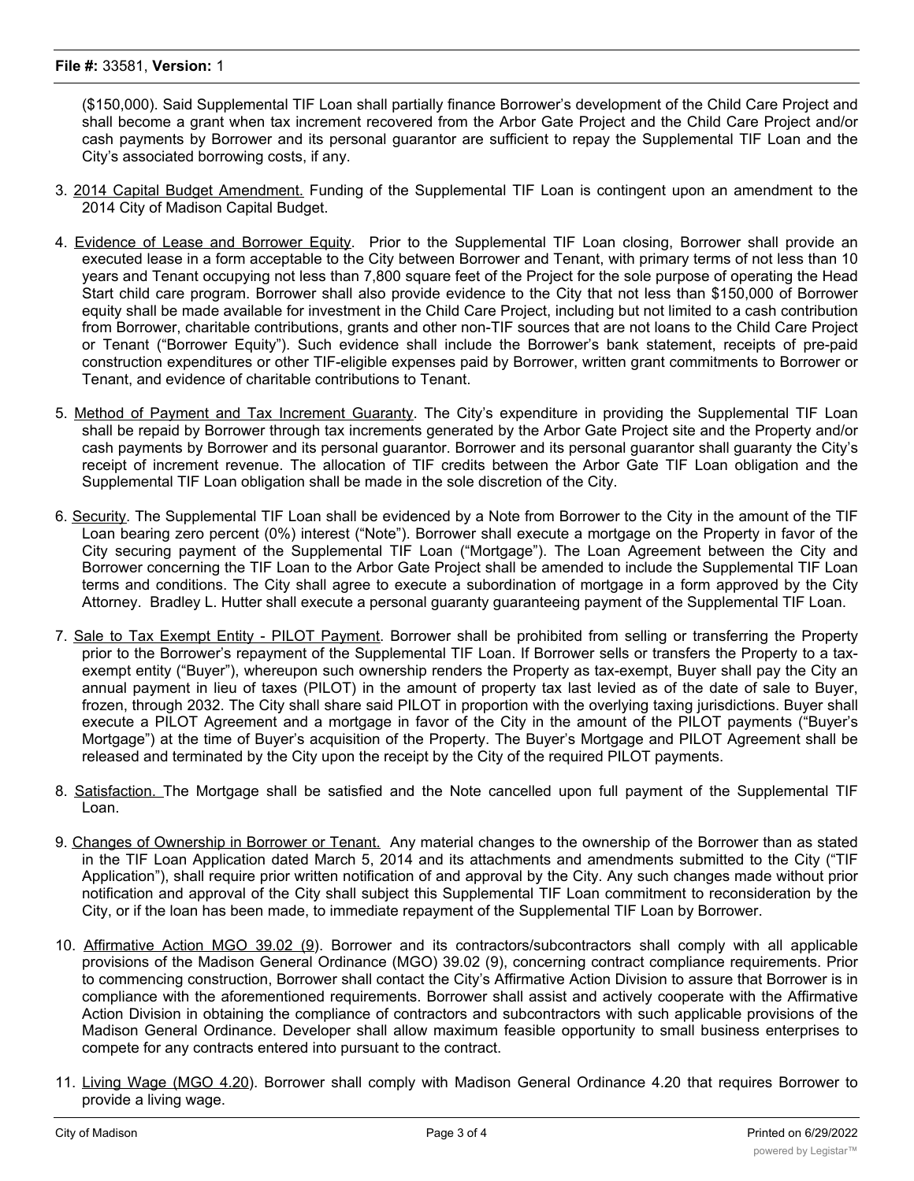($150,000). Said Supplemental TIF Loan shall partially finance Borrower's development of the Child Care Project and shall become a grant when tax increment recovered from the Arbor Gate Project and the Child Care Project and/or cash payments by Borrower and its personal guarantor are sufficient to repay the Supplemental TIF Loan and the City's associated borrowing costs, if any.

3. 2014 Capital Budget Amendment. Funding of the Supplemental TIF Loan is contingent upon an amendment to the 2014 City of Madison Capital Budget.

4. Evidence of Lease and Borrower Equity. Prior to the Supplemental TIF Loan closing, Borrower shall provide an executed lease in a form acceptable to the City between Borrower and Tenant, with primary terms of not less than 10 years and Tenant occupying not less than 7,800 square feet of the Project for the sole purpose of operating the Head Start child care program. Borrower shall also provide evidence to the City that not less than $150,000 of Borrower equity shall be made available for investment in the Child Care Project, including but not limited to a cash contribution from Borrower, charitable contributions, grants and other non-TIF sources that are not loans to the Child Care Project or Tenant ("Borrower Equity"). Such evidence shall include the Borrower's bank statement, receipts of pre-paid construction expenditures or other TIF-eligible expenses paid by Borrower, written grant commitments to Borrower or Tenant, and evidence of charitable contributions to Tenant.

5. Method of Payment and Tax Increment Guaranty. The City's expenditure in providing the Supplemental TIF Loan shall be repaid by Borrower through tax increments generated by the Arbor Gate Project site and the Property and/or cash payments by Borrower and its personal guarantor. Borrower and its personal guarantor shall guaranty the City's receipt of increment revenue. The allocation of TIF credits between the Arbor Gate TIF Loan obligation and the Supplemental TIF Loan obligation shall be made in the sole discretion of the City.

6. Security. The Supplemental TIF Loan shall be evidenced by a Note from Borrower to the City in the amount of the TIF Loan bearing zero percent (0%) interest ("Note"). Borrower shall execute a mortgage on the Property in favor of the City securing payment of the Supplemental TIF Loan ("Mortgage"). The Loan Agreement between the City and Borrower concerning the TIF Loan to the Arbor Gate Project shall be amended to include the Supplemental TIF Loan terms and conditions. The City shall agree to execute a subordination of mortgage in a form approved by the City Attorney. Bradley L. Hutter shall execute a personal guaranty guaranteeing payment of the Supplemental TIF Loan.

7. Sale to Tax Exempt Entity - PILOT Payment. Borrower shall be prohibited from selling or transferring the Property prior to the Borrower's repayment of the Supplemental TIF Loan. If Borrower sells or transfers the Property to a tax-exempt entity ("Buyer"), whereupon such ownership renders the Property as tax-exempt, Buyer shall pay the City an annual payment in lieu of taxes (PILOT) in the amount of property tax last levied as of the date of sale to Buyer, frozen, through 2032. The City shall share said PILOT in proportion with the overlying taxing jurisdictions. Buyer shall execute a PILOT Agreement and a mortgage in favor of the City in the amount of the PILOT payments ("Buyer's Mortgage") at the time of Buyer's acquisition of the Property. The Buyer's Mortgage and PILOT Agreement shall be released and terminated by the City upon the receipt by the City of the required PILOT payments.

8. Satisfaction. The Mortgage shall be satisfied and the Note cancelled upon full payment of the Supplemental TIF Loan.

9. Changes of Ownership in Borrower or Tenant. Any material changes to the ownership of the Borrower than as stated in the TIF Loan Application dated March 5, 2014 and its attachments and amendments submitted to the City ("TIF Application"), shall require prior written notification of and approval by the City. Any such changes made without prior notification and approval of the City shall subject this Supplemental TIF Loan commitment to reconsideration by the City, or if the loan has been made, to immediate repayment of the Supplemental TIF Loan by Borrower.

10. Affirmative Action MGO 39.02 (9). Borrower and its contractors/subcontractors shall comply with all applicable provisions of the Madison General Ordinance (MGO) 39.02 (9), concerning contract compliance requirements. Prior to commencing construction, Borrower shall contact the City's Affirmative Action Division to assure that Borrower is in compliance with the aforementioned requirements. Borrower shall assist and actively cooperate with the Affirmative Action Division in obtaining the compliance of contractors and subcontractors with such applicable provisions of the Madison General Ordinance. Developer shall allow maximum feasible opportunity to small business enterprises to compete for any contracts entered into pursuant to the contract.

11. Living Wage (MGO 4.20). Borrower shall comply with Madison General Ordinance 4.20 that requires Borrower to provide a living wage.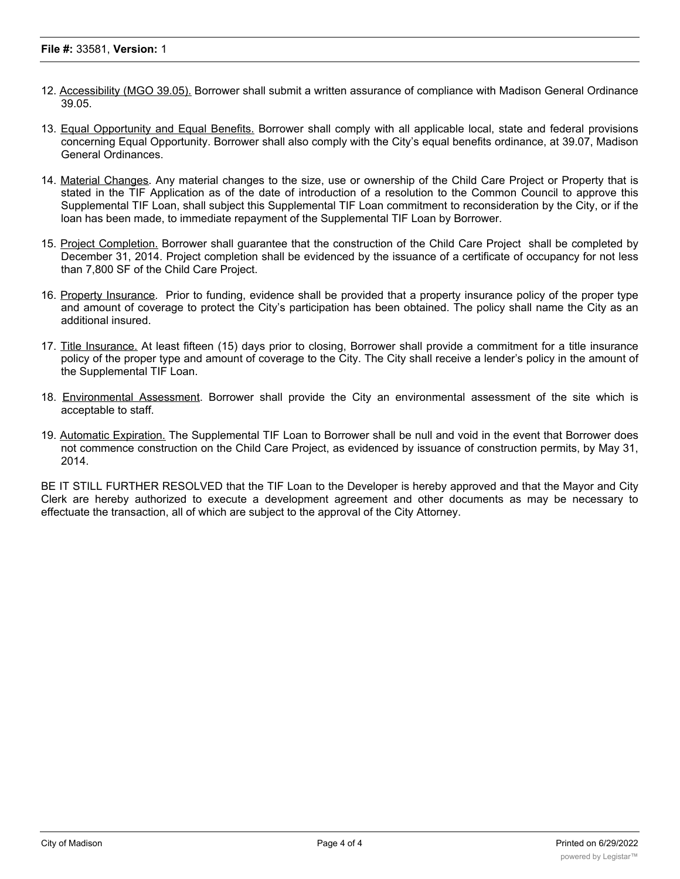12. Accessibility (MGO 39.05). Borrower shall submit a written assurance of compliance with Madison General Ordinance 39.05.

13. Equal Opportunity and Equal Benefits. Borrower shall comply with all applicable local, state and federal provisions concerning Equal Opportunity. Borrower shall also comply with the City's equal benefits ordinance, at 39.07, Madison General Ordinances.

14. Material Changes. Any material changes to the size, use or ownership of the Child Care Project or Property that is stated in the TIF Application as of the date of introduction of a resolution to the Common Council to approve this Supplemental TIF Loan, shall subject this Supplemental TIF Loan commitment to reconsideration by the City, or if the loan has been made, to immediate repayment of the Supplemental TIF Loan by Borrower.

15. Project Completion. Borrower shall guarantee that the construction of the Child Care Project shall be completed by December 31, 2014. Project completion shall be evidenced by the issuance of a certificate of occupancy for not less than 7,800 SF of the Child Care Project.

16. Property Insurance. Prior to funding, evidence shall be provided that a property insurance policy of the proper type and amount of coverage to protect the City's participation has been obtained. The policy shall name the City as an additional insured.

17. Title Insurance. At least fifteen (15) days prior to closing, Borrower shall provide a commitment for a title insurance policy of the proper type and amount of coverage to the City. The City shall receive a lender's policy in the amount of the Supplemental TIF Loan.

18. Environmental Assessment. Borrower shall provide the City an environmental assessment of the site which is acceptable to staff.

19. Automatic Expiration. The Supplemental TIF Loan to Borrower shall be null and void in the event that Borrower does not commence construction on the Child Care Project, as evidenced by issuance of construction permits, by May 31, 2014.

BE IT STILL FURTHER RESOLVED that the TIF Loan to the Developer is hereby approved and that the Mayor and City Clerk are hereby authorized to execute a development agreement and other documents as may be necessary to effectuate the transaction, all of which are subject to the approval of the City Attorney.